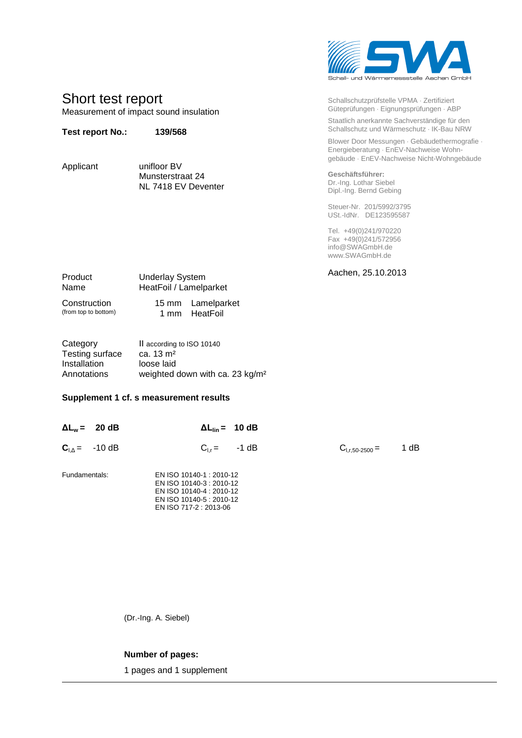Schall- und Wärmemessstelle Aachen GmbH

# Short test report

Measurement of impact sound insulation

**Test report No.:** **139/568**

Schallschutzprüfstelle VPMA · Zertifiziert Güteprüfungen · Eignungsprüfungen · ABP

Staatlich anerkannte Sachverständige für den Schallschutz und Wärmeschutz · IK-Bau NRW

Blower Door Messungen · Gebäudethermografie · Energieberatung · EnEV-Nachweise Wohngebäude · EnEV-Nachweise Nicht-Wohngebäude

**Geschäftsführer:**
Dr.-Ing. Lothar Siebel
Dipl.-Ing. Bernd Gebing

Steuer-Nr. 201/5992/3795
USt.-IdNr. DE123595587

Tel. +49(0)241/970220
Fax +49(0)241/572956
info@SWAGmbH.de
www.SWAGmbH.de

| | |
|---|---|
| Applicant | unifloor BV<br>Munsterstraat 24<br>NL 7418 EV Deventer |

Aachen, 25.10.2013

| | |
|---|---|
| Product | Underlay System |
| Name | HeatFoil / Lamelparket |
| Construction (from top to bottom) | 15 mm Lamelparket<br>1 mm HeatFoil |

| | |
|---|---|
| Category | II according to ISO 10140 |
| Testing surface | ca. 13 m² |
| Installation | loose laid |
| Annotations | weighted down with ca. 23 kg/m² |

**Supplement 1 cf. s measurement results**

**$\Delta L_w$ = 20 dB** **$\Delta L_{lin}$ = 10 dB**

**$C_{I,\Delta}$** = -10 dB $C_{I,r}$ = -1 dB $C_{I,r,50\text{-}2500}$ = 1 dB

Fundamentals:

EN ISO 10140-1 : 2010-12
EN ISO 10140-3 : 2010-12
EN ISO 10140-4 : 2010-12
EN ISO 10140-5 : 2010-12
EN ISO 717-2 : 2013-06

(Dr.-Ing. A. Siebel)

**Number of pages:**

1 pages and 1 supplement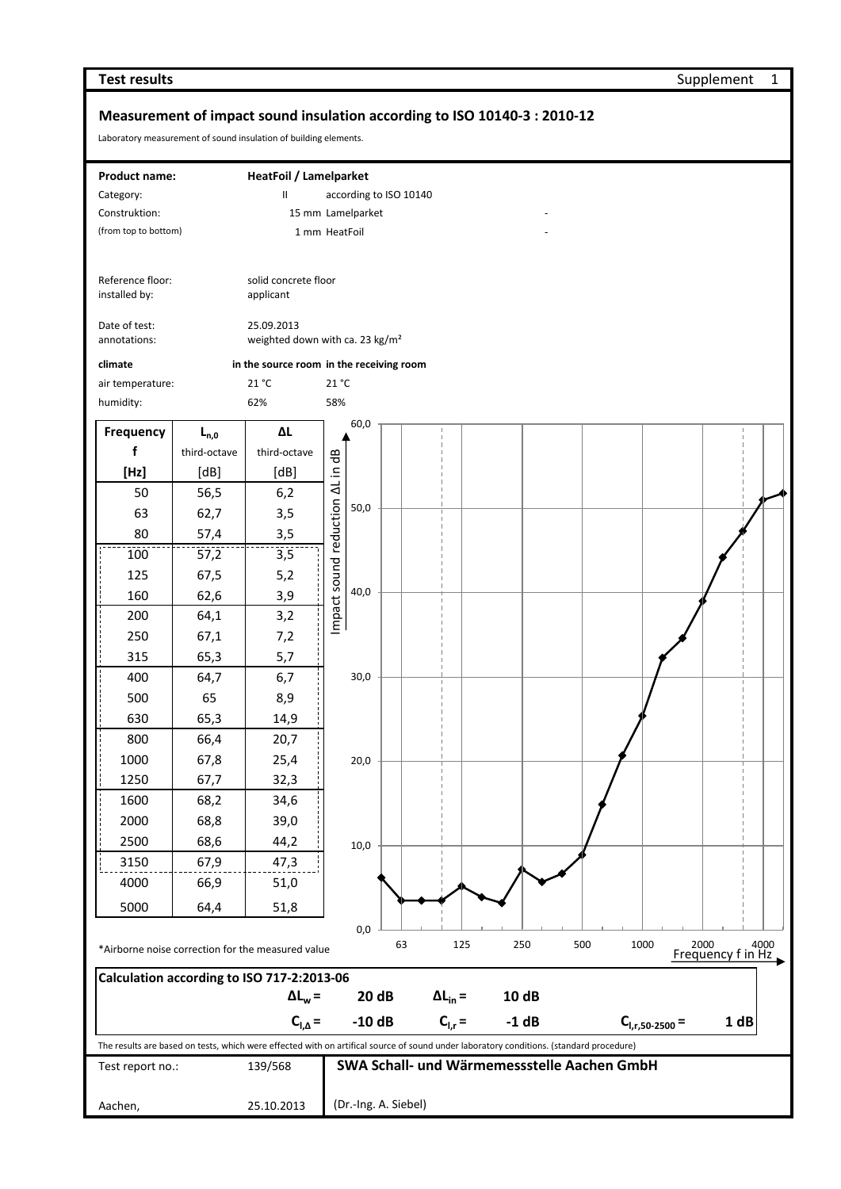**Test results** Supplement 1

## Measurement of impact sound insulation according to ISO 10140-3 : 2010-12

Laboratory measurement of sound insulation of building elements.

**Product name:** **HeatFoil / Lamelparket**

Category: II according to ISO 10140

Construktion: 15 mm Lamelparket -

(from top to bottom) 1 mm HeatFoil -

Reference floor: solid concrete floor

installed by: applicant

Date of test: 25.09.2013

annotations: weighted down with ca. 23 kg/m²

| **climate** | **in the source room** | **in the receiving room** |
|---|---|---|
| air temperature: | 21 °C | 21 °C |
| humidity: | 62% | 58% |

| **Frequency** f [Hz] | $L_{n,0}$ third-octave [dB] | ΔL third-octave [dB] |
|---|---|---|
| 50 | 56,5 | 6,2 |
| 63 | 62,7 | 3,5 |
| 80 | 57,4 | 3,5 |
| 100 | 57,2 | 3,5 |
| 125 | 67,5 | 5,2 |
| 160 | 62,6 | 3,9 |
| 200 | 64,1 | 3,2 |
| 250 | 67,1 | 7,2 |
| 315 | 65,3 | 5,7 |
| 400 | 64,7 | 6,7 |
| 500 | 65 | 8,9 |
| 630 | 65,3 | 14,9 |
| 800 | 66,4 | 20,7 |
| 1000 | 67,8 | 25,4 |
| 1250 | 67,7 | 32,3 |
| 1600 | 68,2 | 34,6 |
| 2000 | 68,8 | 39,0 |
| 2500 | 68,6 | 44,2 |
| 3150 | 67,9 | 47,3 |
| 4000 | 66,9 | 51,0 |
| 5000 | 64,4 | 51,8 |

Impact sound reduction ΔL in dB

60,0
50,0
40,0
30,0
20,0
10,0
0,0

63 125 250 500 1000 2000 4000

Frequency f in Hz

*Airborne noise correction for the measured value

**Calculation according to ISO 717-2:2013-06**

| | | | |
|---|---|---|---|
| $\Delta L_w$ = | **20 dB** | $\Delta L_{in}$ = | **10 dB** |
| $C_{I,\Delta}$ = | **-10 dB** | $C_{I,r}$ = | **-1 dB** |
| $C_{I,r,50\text{-}2500}$ = | **1 dB** | | |

The results are based on tests, which were effected with on artifical source of sound under laboratory conditions. (standard procedure)

Test report no.: 139/568

**SWA Schall- und Wärmemessstelle Aachen GmbH**

Aachen, 25.10.2013

(Dr.-Ing. A. Siebel)